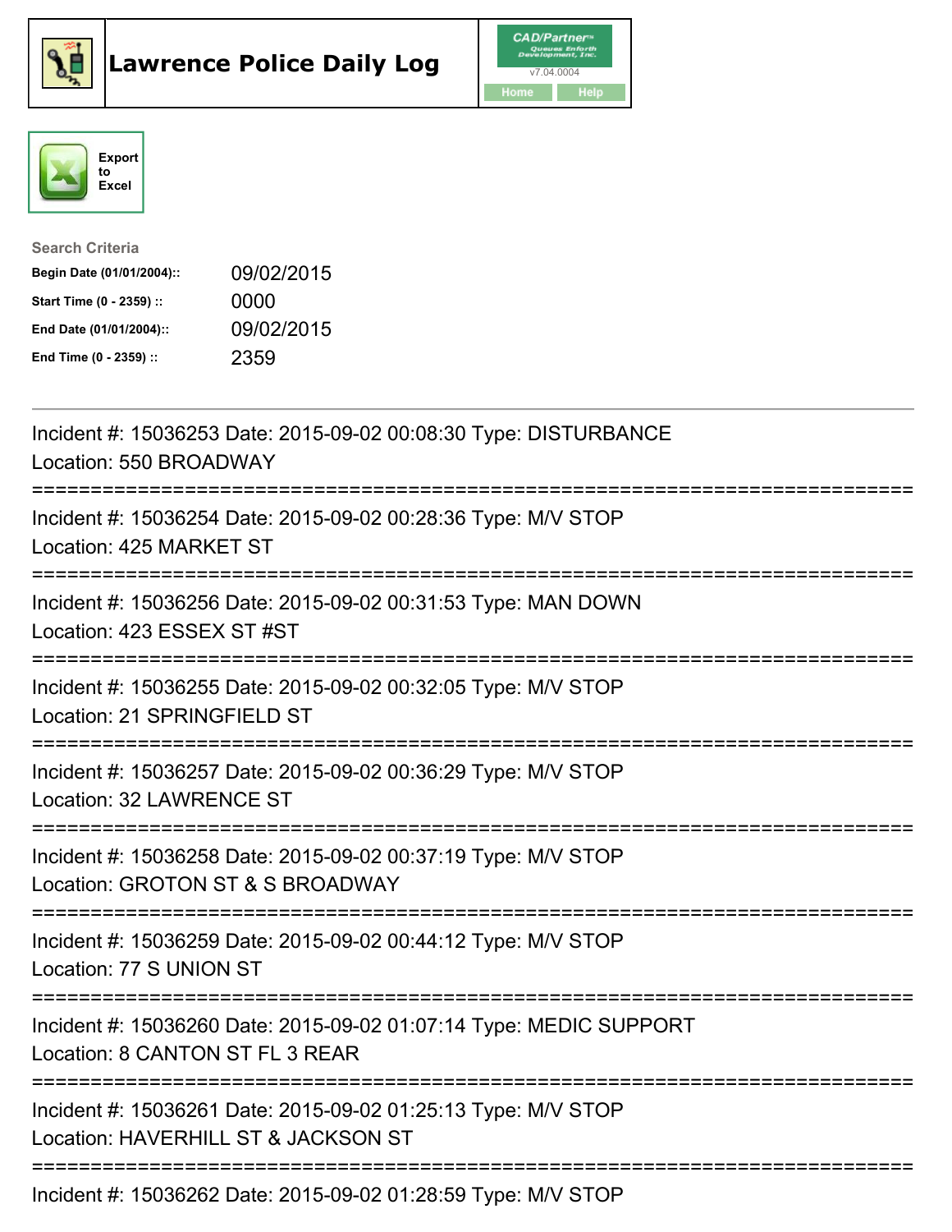# Lawrence Police Daily Log

CAD/Partner v7.04.0004

Home | Help

Export to Excel

**Search Criteria**

| | |
|---|---|
| **Begin Date (01/01/2004)::** | 09/02/2015 |
| **Start Time (0 - 2359) ::** | 0000 |
| **End Date (01/01/2004)::** | 09/02/2015 |
| **End Time (0 - 2359) ::** | 2359 |

---

Incident #: 15036253 Date: 2015-09-02 00:08:30 Type: DISTURBANCE
Location: 550 BROADWAY

===========================================================================

Incident #: 15036254 Date: 2015-09-02 00:28:36 Type: M/V STOP
Location: 425 MARKET ST

===========================================================================

Incident #: 15036256 Date: 2015-09-02 00:31:53 Type: MAN DOWN
Location: 423 ESSEX ST #ST

===========================================================================

Incident #: 15036255 Date: 2015-09-02 00:32:05 Type: M/V STOP
Location: 21 SPRINGFIELD ST

===========================================================================

Incident #: 15036257 Date: 2015-09-02 00:36:29 Type: M/V STOP
Location: 32 LAWRENCE ST

===========================================================================

Incident #: 15036258 Date: 2015-09-02 00:37:19 Type: M/V STOP
Location: GROTON ST & S BROADWAY

===========================================================================

Incident #: 15036259 Date: 2015-09-02 00:44:12 Type: M/V STOP
Location: 77 S UNION ST

===========================================================================

Incident #: 15036260 Date: 2015-09-02 01:07:14 Type: MEDIC SUPPORT
Location: 8 CANTON ST FL 3 REAR

===========================================================================

Incident #: 15036261 Date: 2015-09-02 01:25:13 Type: M/V STOP
Location: HAVERHILL ST & JACKSON ST

===========================================================================

Incident #: 15036262 Date: 2015-09-02 01:28:59 Type: M/V STOP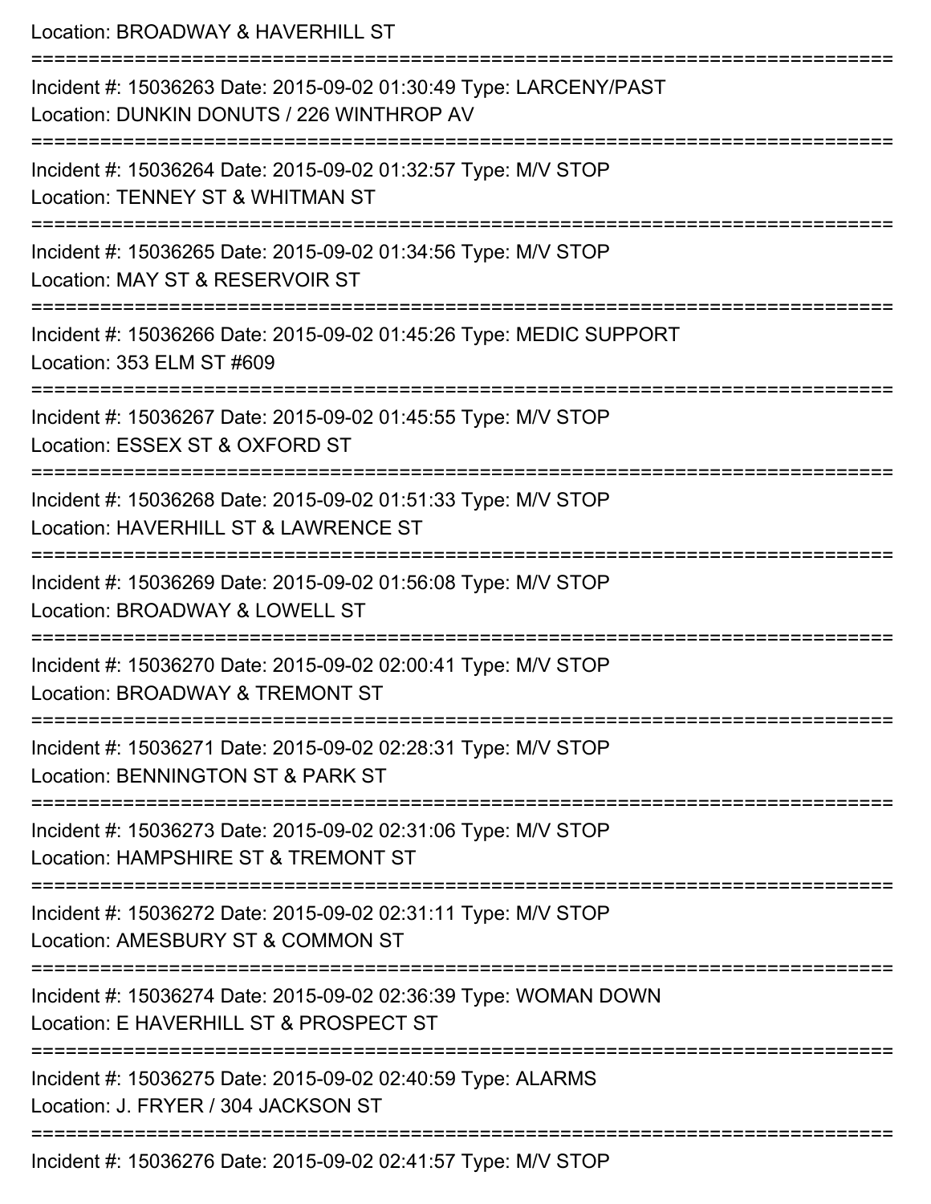Location: BROADWAY & HAVERHILL ST

===========================================================================

Incident #: 15036263 Date: 2015-09-02 01:30:49 Type: LARCENY/PAST

Location: DUNKIN DONUTS / 226 WINTHROP AV

===========================================================================

Incident #: 15036264 Date: 2015-09-02 01:32:57 Type: M/V STOP

Location: TENNEY ST & WHITMAN ST

===========================================================================

Incident #: 15036265 Date: 2015-09-02 01:34:56 Type: M/V STOP

Location: MAY ST & RESERVOIR ST

===========================================================================

Incident #: 15036266 Date: 2015-09-02 01:45:26 Type: MEDIC SUPPORT

Location: 353 ELM ST #609

===========================================================================

Incident #: 15036267 Date: 2015-09-02 01:45:55 Type: M/V STOP

Location: ESSEX ST & OXFORD ST

===========================================================================

Incident #: 15036268 Date: 2015-09-02 01:51:33 Type: M/V STOP

Location: HAVERHILL ST & LAWRENCE ST

===========================================================================

Incident #: 15036269 Date: 2015-09-02 01:56:08 Type: M/V STOP

Location: BROADWAY & LOWELL ST

===========================================================================

Incident #: 15036270 Date: 2015-09-02 02:00:41 Type: M/V STOP

Location: BROADWAY & TREMONT ST

===========================================================================

Incident #: 15036271 Date: 2015-09-02 02:28:31 Type: M/V STOP

Location: BENNINGTON ST & PARK ST

===========================================================================

Incident #: 15036273 Date: 2015-09-02 02:31:06 Type: M/V STOP

Location: HAMPSHIRE ST & TREMONT ST

===========================================================================

Incident #: 15036272 Date: 2015-09-02 02:31:11 Type: M/V STOP

Location: AMESBURY ST & COMMON ST

===========================================================================

Incident #: 15036274 Date: 2015-09-02 02:36:39 Type: WOMAN DOWN

Location: E HAVERHILL ST & PROSPECT ST

===========================================================================

Incident #: 15036275 Date: 2015-09-02 02:40:59 Type: ALARMS

Location: J. FRYER / 304 JACKSON ST

===========================================================================

Incident #: 15036276 Date: 2015-09-02 02:41:57 Type: M/V STOP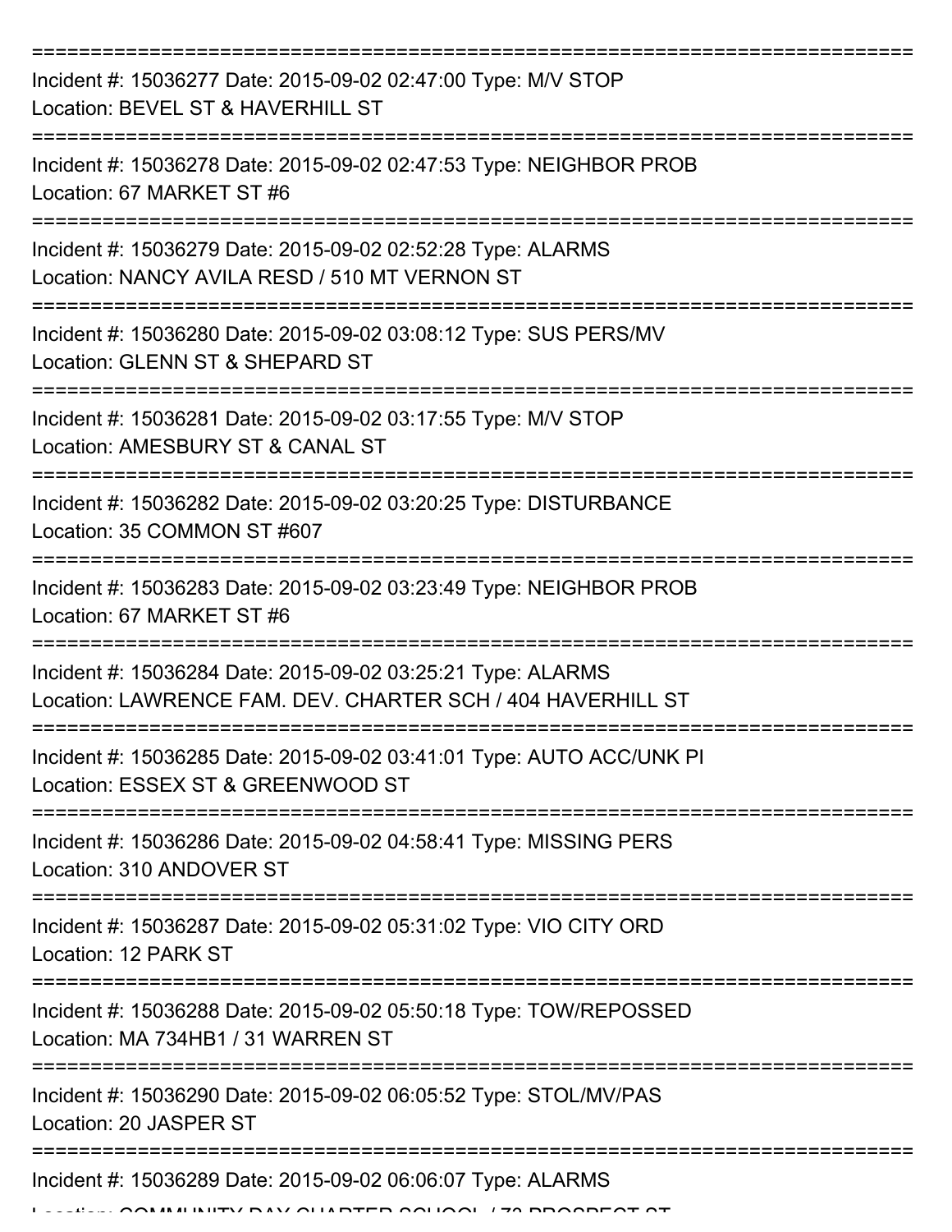Incident #: 15036277 Date: 2015-09-02 02:47:00 Type: M/V STOP
Location: BEVEL ST & HAVERHILL ST

---

Incident #: 15036278 Date: 2015-09-02 02:47:53 Type: NEIGHBOR PROB
Location: 67 MARKET ST #6

---

Incident #: 15036279 Date: 2015-09-02 02:52:28 Type: ALARMS
Location: NANCY AVILA RESD / 510 MT VERNON ST

---

Incident #: 15036280 Date: 2015-09-02 03:08:12 Type: SUS PERS/MV
Location: GLENN ST & SHEPARD ST

---

Incident #: 15036281 Date: 2015-09-02 03:17:55 Type: M/V STOP
Location: AMESBURY ST & CANAL ST

---

Incident #: 15036282 Date: 2015-09-02 03:20:25 Type: DISTURBANCE
Location: 35 COMMON ST #607

---

Incident #: 15036283 Date: 2015-09-02 03:23:49 Type: NEIGHBOR PROB
Location: 67 MARKET ST #6

---

Incident #: 15036284 Date: 2015-09-02 03:25:21 Type: ALARMS
Location: LAWRENCE FAM. DEV. CHARTER SCH / 404 HAVERHILL ST

---

Incident #: 15036285 Date: 2015-09-02 03:41:01 Type: AUTO ACC/UNK PI
Location: ESSEX ST & GREENWOOD ST

---

Incident #: 15036286 Date: 2015-09-02 04:58:41 Type: MISSING PERS
Location: 310 ANDOVER ST

---

Incident #: 15036287 Date: 2015-09-02 05:31:02 Type: VIO CITY ORD
Location: 12 PARK ST

---

Incident #: 15036288 Date: 2015-09-02 05:50:18 Type: TOW/REPOSSED
Location: MA 734HB1 / 31 WARREN ST

---

Incident #: 15036290 Date: 2015-09-02 06:05:52 Type: STOL/MV/PAS
Location: 20 JASPER ST

---

Incident #: 15036289 Date: 2015-09-02 06:06:07 Type: ALARMS
Location: COMMUNITY DAY CHARTER SCHOOL / 73 PROSPECT ST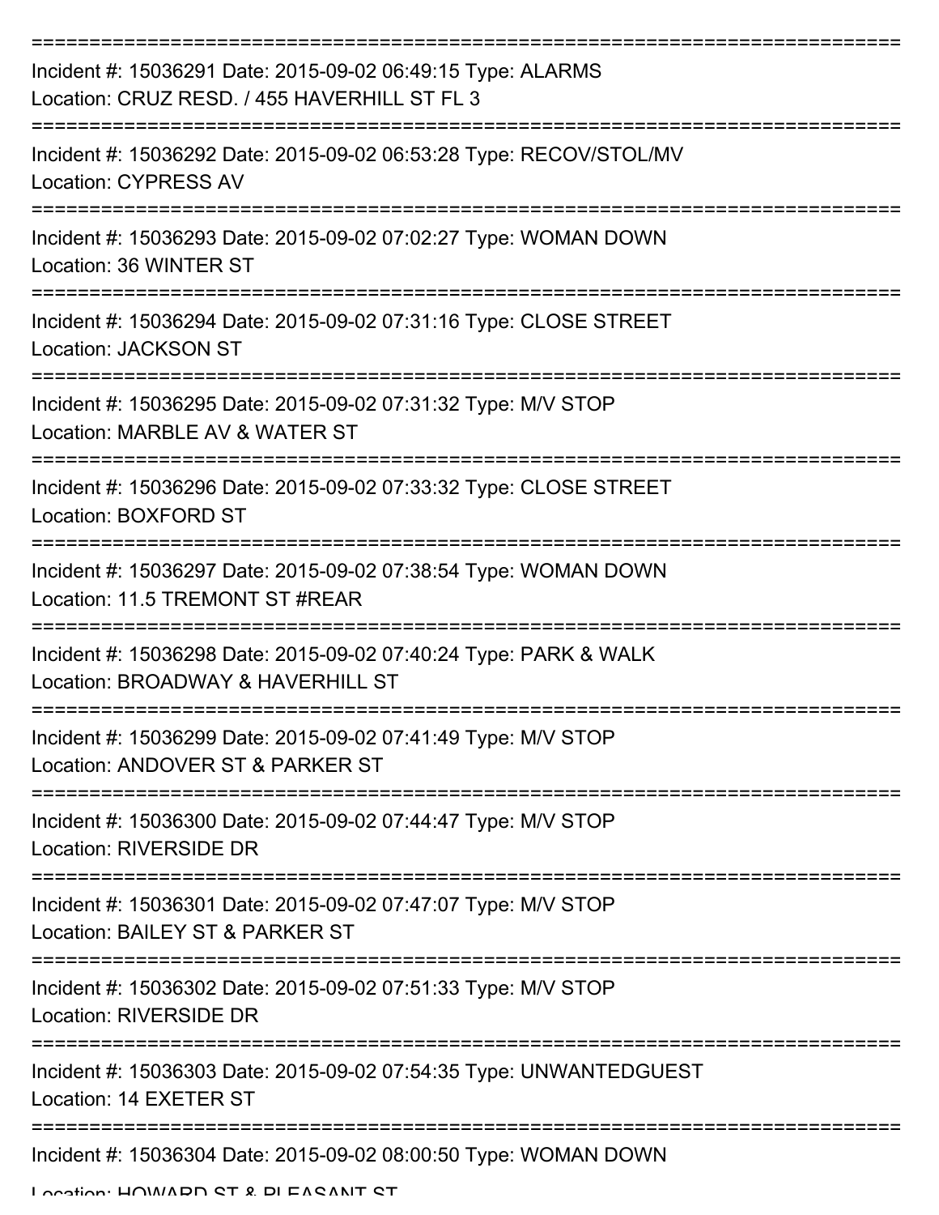===========================================================================

Incident #: 15036291 Date: 2015-09-02 06:49:15 Type: ALARMS

Location: CRUZ RESD. / 455 HAVERHILL ST FL 3

===========================================================================

Incident #: 15036292 Date: 2015-09-02 06:53:28 Type: RECOV/STOL/MV

Location: CYPRESS AV

===========================================================================

Incident #: 15036293 Date: 2015-09-02 07:02:27 Type: WOMAN DOWN

Location: 36 WINTER ST

===========================================================================

Incident #: 15036294 Date: 2015-09-02 07:31:16 Type: CLOSE STREET

Location: JACKSON ST

===========================================================================

Incident #: 15036295 Date: 2015-09-02 07:31:32 Type: M/V STOP

Location: MARBLE AV & WATER ST

===========================================================================

Incident #: 15036296 Date: 2015-09-02 07:33:32 Type: CLOSE STREET

Location: BOXFORD ST

===========================================================================

Incident #: 15036297 Date: 2015-09-02 07:38:54 Type: WOMAN DOWN

Location: 11.5 TREMONT ST #REAR

===========================================================================

Incident #: 15036298 Date: 2015-09-02 07:40:24 Type: PARK & WALK

Location: BROADWAY & HAVERHILL ST

===========================================================================

Incident #: 15036299 Date: 2015-09-02 07:41:49 Type: M/V STOP

Location: ANDOVER ST & PARKER ST

===========================================================================

Incident #: 15036300 Date: 2015-09-02 07:44:47 Type: M/V STOP

Location: RIVERSIDE DR

===========================================================================

Incident #: 15036301 Date: 2015-09-02 07:47:07 Type: M/V STOP

Location: BAILEY ST & PARKER ST

===========================================================================

Incident #: 15036302 Date: 2015-09-02 07:51:33 Type: M/V STOP

Location: RIVERSIDE DR

===========================================================================

Incident #: 15036303 Date: 2015-09-02 07:54:35 Type: UNWANTEDGUEST

Location: 14 EXETER ST

===========================================================================

Incident #: 15036304 Date: 2015-09-02 08:00:50 Type: WOMAN DOWN

Location: HOWARD ST & PLEASANT ST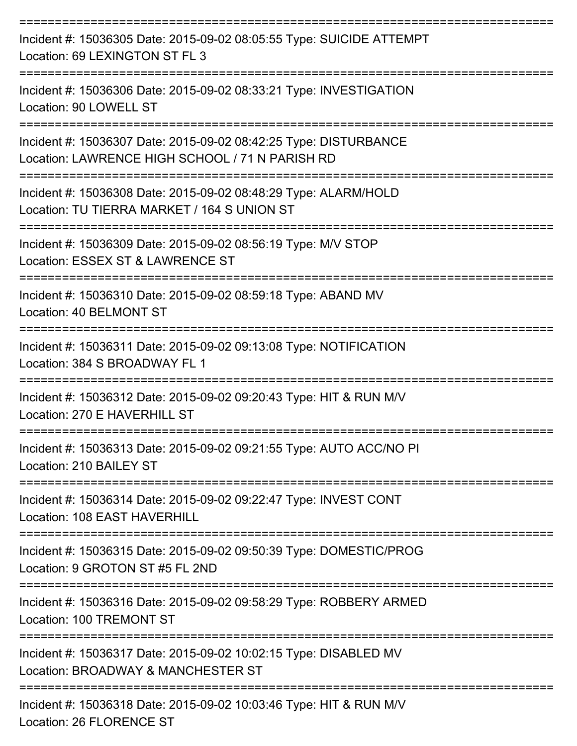===========================================================================

Incident #: 15036305 Date: 2015-09-02 08:05:55 Type: SUICIDE ATTEMPT
Location: 69 LEXINGTON ST FL 3

===========================================================================

Incident #: 15036306 Date: 2015-09-02 08:33:21 Type: INVESTIGATION
Location: 90 LOWELL ST

===========================================================================

Incident #: 15036307 Date: 2015-09-02 08:42:25 Type: DISTURBANCE
Location: LAWRENCE HIGH SCHOOL / 71 N PARISH RD

===========================================================================

Incident #: 15036308 Date: 2015-09-02 08:48:29 Type: ALARM/HOLD
Location: TU TIERRA MARKET / 164 S UNION ST

===========================================================================

Incident #: 15036309 Date: 2015-09-02 08:56:19 Type: M/V STOP
Location: ESSEX ST & LAWRENCE ST

===========================================================================

Incident #: 15036310 Date: 2015-09-02 08:59:18 Type: ABAND MV
Location: 40 BELMONT ST

===========================================================================

Incident #: 15036311 Date: 2015-09-02 09:13:08 Type: NOTIFICATION
Location: 384 S BROADWAY FL 1

===========================================================================

Incident #: 15036312 Date: 2015-09-02 09:20:43 Type: HIT & RUN M/V
Location: 270 E HAVERHILL ST

===========================================================================

Incident #: 15036313 Date: 2015-09-02 09:21:55 Type: AUTO ACC/NO PI
Location: 210 BAILEY ST

===========================================================================

Incident #: 15036314 Date: 2015-09-02 09:22:47 Type: INVEST CONT
Location: 108 EAST HAVERHILL

===========================================================================

Incident #: 15036315 Date: 2015-09-02 09:50:39 Type: DOMESTIC/PROG
Location: 9 GROTON ST #5 FL 2ND

===========================================================================

Incident #: 15036316 Date: 2015-09-02 09:58:29 Type: ROBBERY ARMED
Location: 100 TREMONT ST

===========================================================================

Incident #: 15036317 Date: 2015-09-02 10:02:15 Type: DISABLED MV
Location: BROADWAY & MANCHESTER ST

===========================================================================

Incident #: 15036318 Date: 2015-09-02 10:03:46 Type: HIT & RUN M/V
Location: 26 FLORENCE ST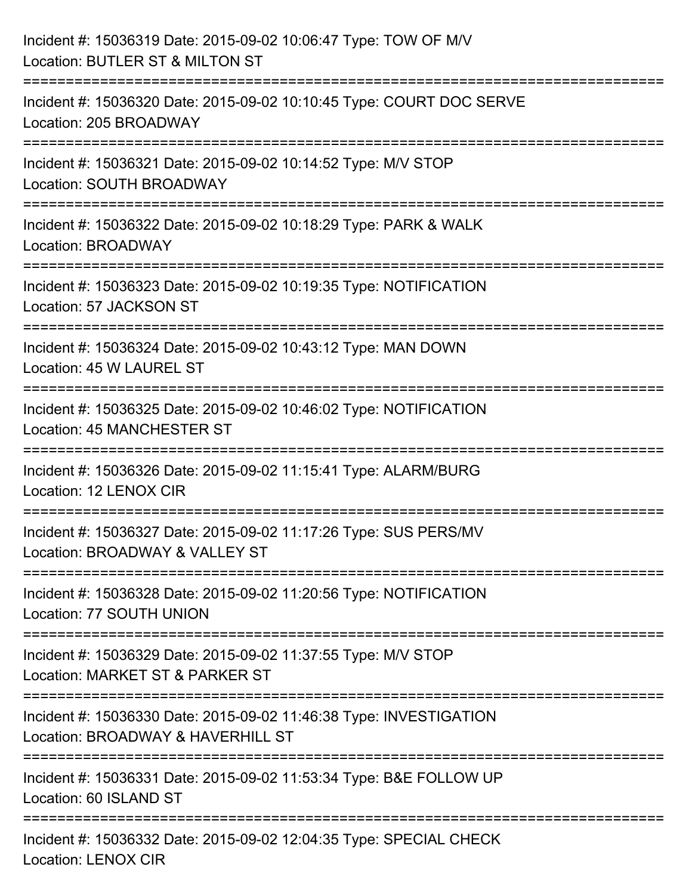Incident #: 15036319 Date: 2015-09-02 10:06:47 Type: TOW OF M/V
Location: BUTLER ST & MILTON ST

===========================================================================

Incident #: 15036320 Date: 2015-09-02 10:10:45 Type: COURT DOC SERVE
Location: 205 BROADWAY

===========================================================================

Incident #: 15036321 Date: 2015-09-02 10:14:52 Type: M/V STOP
Location: SOUTH BROADWAY

===========================================================================

Incident #: 15036322 Date: 2015-09-02 10:18:29 Type: PARK & WALK
Location: BROADWAY

===========================================================================

Incident #: 15036323 Date: 2015-09-02 10:19:35 Type: NOTIFICATION
Location: 57 JACKSON ST

===========================================================================

Incident #: 15036324 Date: 2015-09-02 10:43:12 Type: MAN DOWN
Location: 45 W LAUREL ST

===========================================================================

Incident #: 15036325 Date: 2015-09-02 10:46:02 Type: NOTIFICATION
Location: 45 MANCHESTER ST

===========================================================================

Incident #: 15036326 Date: 2015-09-02 11:15:41 Type: ALARM/BURG
Location: 12 LENOX CIR

===========================================================================

Incident #: 15036327 Date: 2015-09-02 11:17:26 Type: SUS PERS/MV
Location: BROADWAY & VALLEY ST

===========================================================================

Incident #: 15036328 Date: 2015-09-02 11:20:56 Type: NOTIFICATION
Location: 77 SOUTH UNION

===========================================================================

Incident #: 15036329 Date: 2015-09-02 11:37:55 Type: M/V STOP
Location: MARKET ST & PARKER ST

===========================================================================

Incident #: 15036330 Date: 2015-09-02 11:46:38 Type: INVESTIGATION
Location: BROADWAY & HAVERHILL ST

===========================================================================

Incident #: 15036331 Date: 2015-09-02 11:53:34 Type: B&E FOLLOW UP
Location: 60 ISLAND ST

===========================================================================

Incident #: 15036332 Date: 2015-09-02 12:04:35 Type: SPECIAL CHECK
Location: LENOX CIR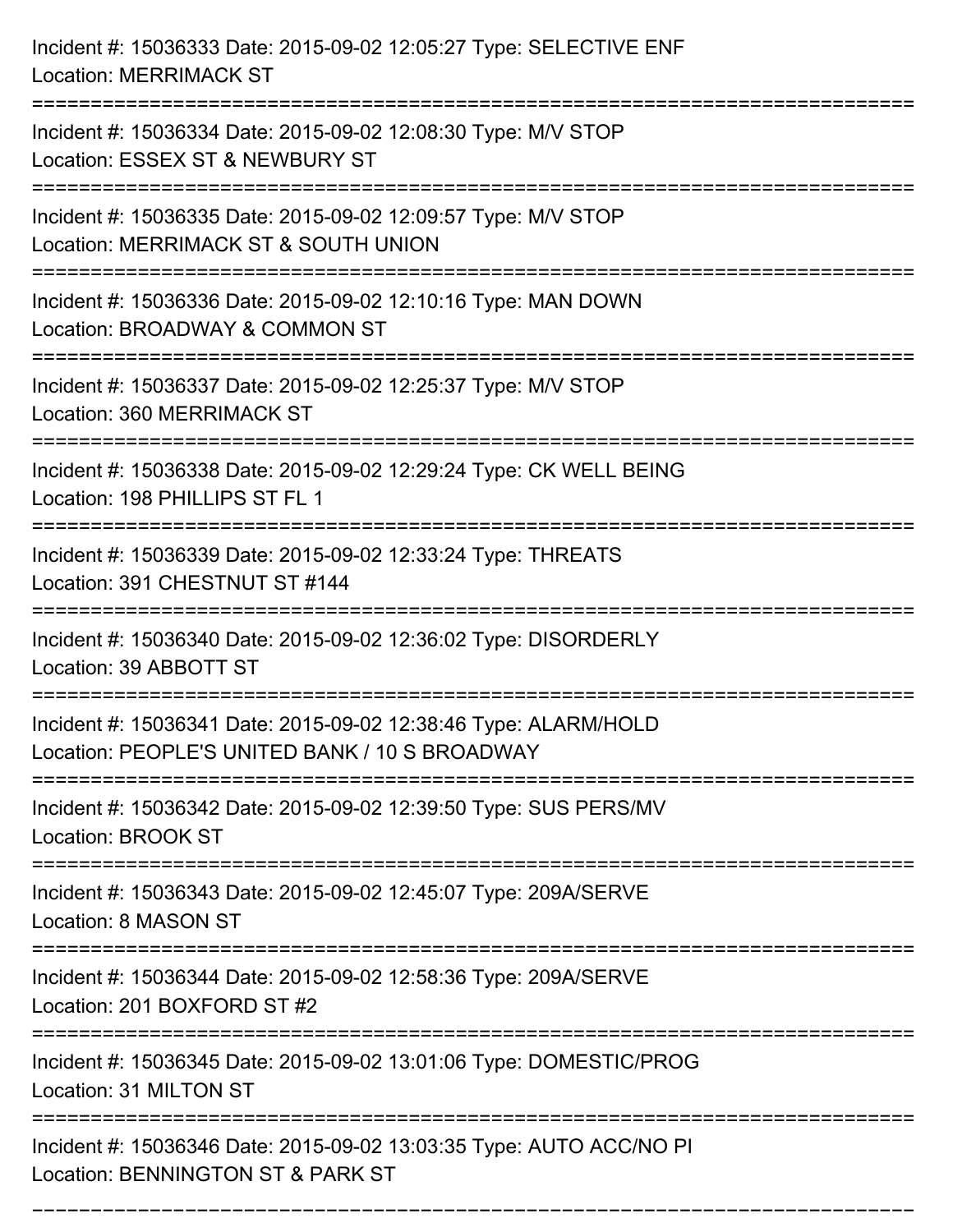Incident #: 15036333 Date: 2015-09-02 12:05:27 Type: SELECTIVE ENF
Location: MERRIMACK ST

===========================================================================

Incident #: 15036334 Date: 2015-09-02 12:08:30 Type: M/V STOP
Location: ESSEX ST & NEWBURY ST

===========================================================================

Incident #: 15036335 Date: 2015-09-02 12:09:57 Type: M/V STOP
Location: MERRIMACK ST & SOUTH UNION

===========================================================================

Incident #: 15036336 Date: 2015-09-02 12:10:16 Type: MAN DOWN
Location: BROADWAY & COMMON ST

===========================================================================

Incident #: 15036337 Date: 2015-09-02 12:25:37 Type: M/V STOP
Location: 360 MERRIMACK ST

===========================================================================

Incident #: 15036338 Date: 2015-09-02 12:29:24 Type: CK WELL BEING
Location: 198 PHILLIPS ST FL 1

===========================================================================

Incident #: 15036339 Date: 2015-09-02 12:33:24 Type: THREATS
Location: 391 CHESTNUT ST #144

===========================================================================

Incident #: 15036340 Date: 2015-09-02 12:36:02 Type: DISORDERLY
Location: 39 ABBOTT ST

===========================================================================

Incident #: 15036341 Date: 2015-09-02 12:38:46 Type: ALARM/HOLD
Location: PEOPLE'S UNITED BANK / 10 S BROADWAY

===========================================================================

Incident #: 15036342 Date: 2015-09-02 12:39:50 Type: SUS PERS/MV
Location: BROOK ST

===========================================================================

Incident #: 15036343 Date: 2015-09-02 12:45:07 Type: 209A/SERVE
Location: 8 MASON ST

===========================================================================

Incident #: 15036344 Date: 2015-09-02 12:58:36 Type: 209A/SERVE
Location: 201 BOXFORD ST #2

===========================================================================

Incident #: 15036345 Date: 2015-09-02 13:01:06 Type: DOMESTIC/PROG
Location: 31 MILTON ST

===========================================================================

Incident #: 15036346 Date: 2015-09-02 13:03:35 Type: AUTO ACC/NO PI
Location: BENNINGTON ST & PARK ST

===========================================================================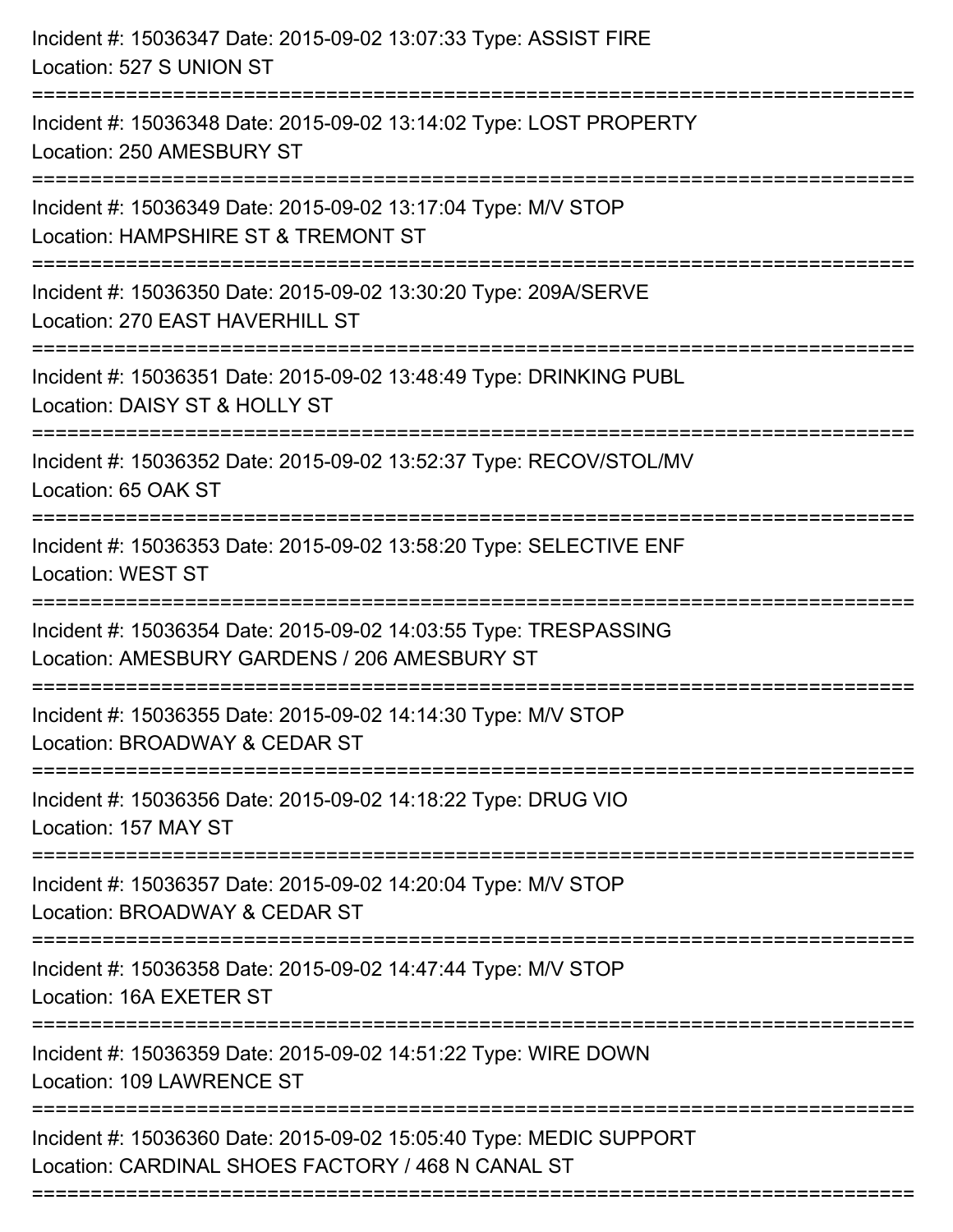Incident #: 15036347 Date: 2015-09-02 13:07:33 Type: ASSIST FIRE
Location: 527 S UNION ST

===========================================================================

Incident #: 15036348 Date: 2015-09-02 13:14:02 Type: LOST PROPERTY
Location: 250 AMESBURY ST

===========================================================================

Incident #: 15036349 Date: 2015-09-02 13:17:04 Type: M/V STOP
Location: HAMPSHIRE ST & TREMONT ST

===========================================================================

Incident #: 15036350 Date: 2015-09-02 13:30:20 Type: 209A/SERVE
Location: 270 EAST HAVERHILL ST

===========================================================================

Incident #: 15036351 Date: 2015-09-02 13:48:49 Type: DRINKING PUBL
Location: DAISY ST & HOLLY ST

===========================================================================

Incident #: 15036352 Date: 2015-09-02 13:52:37 Type: RECOV/STOL/MV
Location: 65 OAK ST

===========================================================================

Incident #: 15036353 Date: 2015-09-02 13:58:20 Type: SELECTIVE ENF
Location: WEST ST

===========================================================================

Incident #: 15036354 Date: 2015-09-02 14:03:55 Type: TRESPASSING
Location: AMESBURY GARDENS / 206 AMESBURY ST

===========================================================================

Incident #: 15036355 Date: 2015-09-02 14:14:30 Type: M/V STOP
Location: BROADWAY & CEDAR ST

===========================================================================

Incident #: 15036356 Date: 2015-09-02 14:18:22 Type: DRUG VIO
Location: 157 MAY ST

===========================================================================

Incident #: 15036357 Date: 2015-09-02 14:20:04 Type: M/V STOP
Location: BROADWAY & CEDAR ST

===========================================================================

Incident #: 15036358 Date: 2015-09-02 14:47:44 Type: M/V STOP
Location: 16A EXETER ST

===========================================================================

Incident #: 15036359 Date: 2015-09-02 14:51:22 Type: WIRE DOWN
Location: 109 LAWRENCE ST

===========================================================================

Incident #: 15036360 Date: 2015-09-02 15:05:40 Type: MEDIC SUPPORT
Location: CARDINAL SHOES FACTORY / 468 N CANAL ST

===========================================================================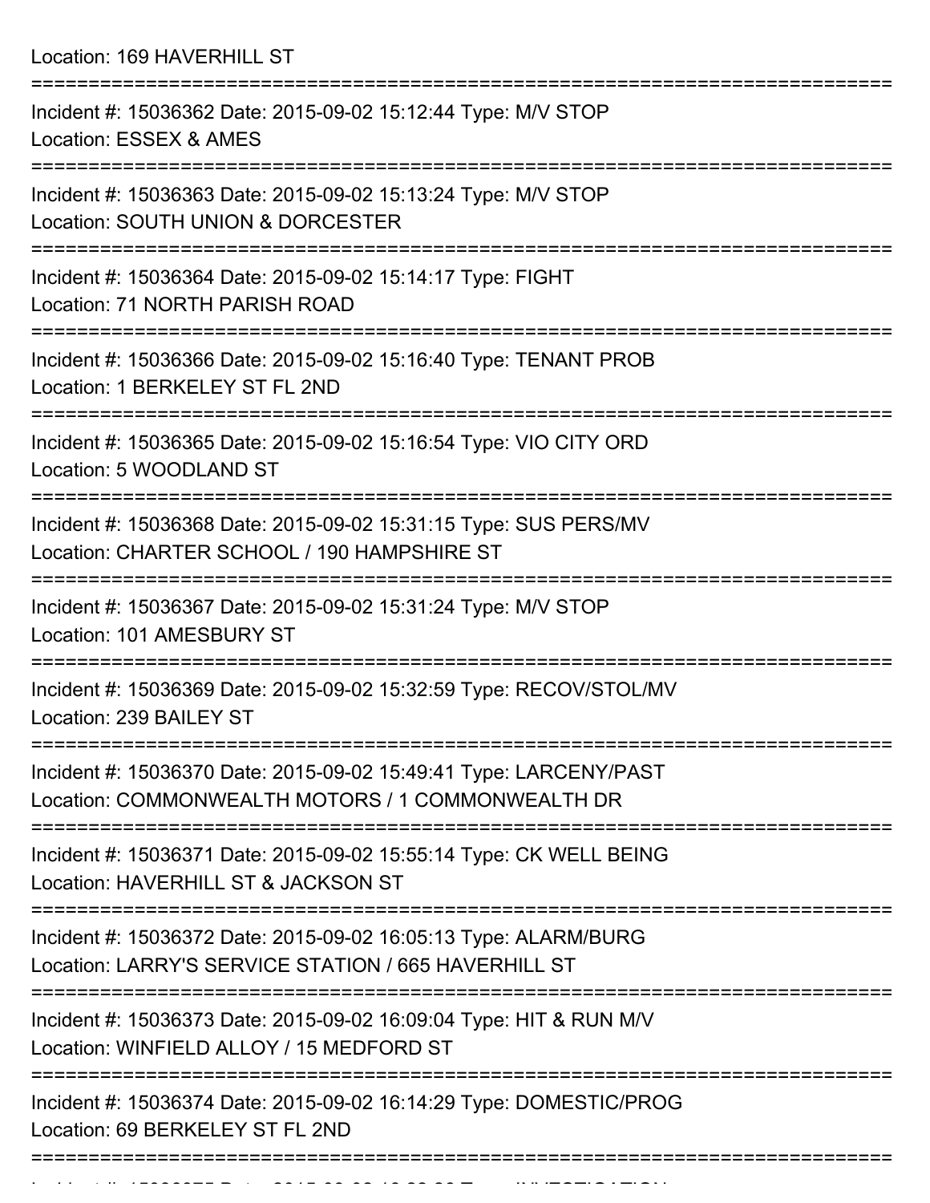Location: 169 HAVERHILL ST

===========================================================================

Incident #: 15036362 Date: 2015-09-02 15:12:44 Type: M/V STOP
Location: ESSEX & AMES

===========================================================================

Incident #: 15036363 Date: 2015-09-02 15:13:24 Type: M/V STOP
Location: SOUTH UNION & DORCESTER

===========================================================================

Incident #: 15036364 Date: 2015-09-02 15:14:17 Type: FIGHT
Location: 71 NORTH PARISH ROAD

===========================================================================

Incident #: 15036366 Date: 2015-09-02 15:16:40 Type: TENANT PROB
Location: 1 BERKELEY ST FL 2ND

===========================================================================

Incident #: 15036365 Date: 2015-09-02 15:16:54 Type: VIO CITY ORD
Location: 5 WOODLAND ST

===========================================================================

Incident #: 15036368 Date: 2015-09-02 15:31:15 Type: SUS PERS/MV
Location: CHARTER SCHOOL / 190 HAMPSHIRE ST

===========================================================================

Incident #: 15036367 Date: 2015-09-02 15:31:24 Type: M/V STOP
Location: 101 AMESBURY ST

===========================================================================

Incident #: 15036369 Date: 2015-09-02 15:32:59 Type: RECOV/STOL/MV
Location: 239 BAILEY ST

===========================================================================

Incident #: 15036370 Date: 2015-09-02 15:49:41 Type: LARCENY/PAST
Location: COMMONWEALTH MOTORS / 1 COMMONWEALTH DR

===========================================================================

Incident #: 15036371 Date: 2015-09-02 15:55:14 Type: CK WELL BEING
Location: HAVERHILL ST & JACKSON ST

===========================================================================

Incident #: 15036372 Date: 2015-09-02 16:05:13 Type: ALARM/BURG
Location: LARRY'S SERVICE STATION / 665 HAVERHILL ST

===========================================================================

Incident #: 15036373 Date: 2015-09-02 16:09:04 Type: HIT & RUN M/V
Location: WINFIELD ALLOY / 15 MEDFORD ST

===========================================================================

Incident #: 15036374 Date: 2015-09-02 16:14:29 Type: DOMESTIC/PROG
Location: 69 BERKELEY ST FL 2ND

===========================================================================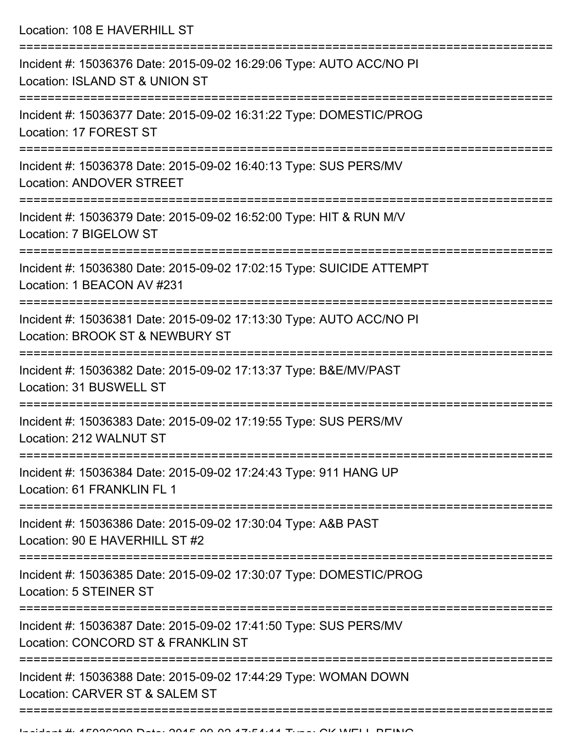Location: 108 E HAVERHILL ST

===========================================================================

Incident #: 15036376 Date: 2015-09-02 16:29:06 Type: AUTO ACC/NO PI
Location: ISLAND ST & UNION ST

===========================================================================

Incident #: 15036377 Date: 2015-09-02 16:31:22 Type: DOMESTIC/PROG
Location: 17 FOREST ST

===========================================================================

Incident #: 15036378 Date: 2015-09-02 16:40:13 Type: SUS PERS/MV
Location: ANDOVER STREET

===========================================================================

Incident #: 15036379 Date: 2015-09-02 16:52:00 Type: HIT & RUN M/V
Location: 7 BIGELOW ST

===========================================================================

Incident #: 15036380 Date: 2015-09-02 17:02:15 Type: SUICIDE ATTEMPT
Location: 1 BEACON AV #231

===========================================================================

Incident #: 15036381 Date: 2015-09-02 17:13:30 Type: AUTO ACC/NO PI
Location: BROOK ST & NEWBURY ST

===========================================================================

Incident #: 15036382 Date: 2015-09-02 17:13:37 Type: B&E/MV/PAST
Location: 31 BUSWELL ST

===========================================================================

Incident #: 15036383 Date: 2015-09-02 17:19:55 Type: SUS PERS/MV
Location: 212 WALNUT ST

===========================================================================

Incident #: 15036384 Date: 2015-09-02 17:24:43 Type: 911 HANG UP
Location: 61 FRANKLIN FL 1

===========================================================================

Incident #: 15036386 Date: 2015-09-02 17:30:04 Type: A&B PAST
Location: 90 E HAVERHILL ST #2

===========================================================================

Incident #: 15036385 Date: 2015-09-02 17:30:07 Type: DOMESTIC/PROG
Location: 5 STEINER ST

===========================================================================

Incident #: 15036387 Date: 2015-09-02 17:41:50 Type: SUS PERS/MV
Location: CONCORD ST & FRANKLIN ST

===========================================================================

Incident #: 15036388 Date: 2015-09-02 17:44:29 Type: WOMAN DOWN
Location: CARVER ST & SALEM ST

===========================================================================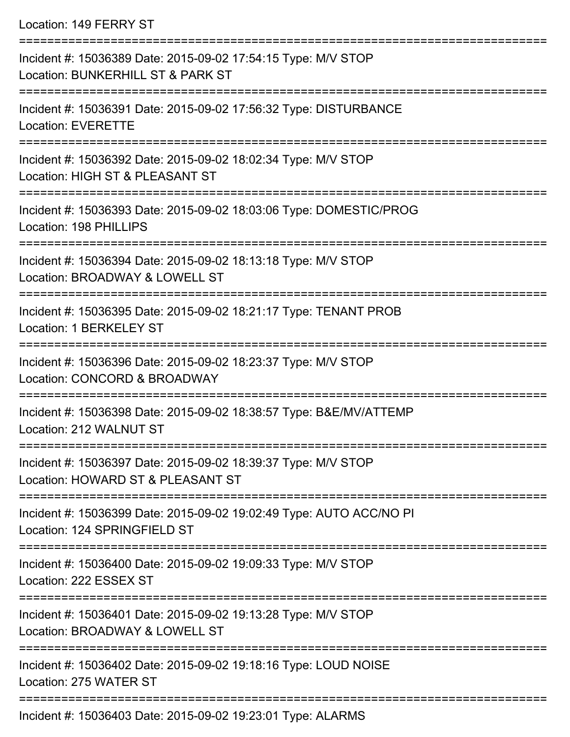Location: 149 FERRY ST

===========================================================================

Incident #: 15036389 Date: 2015-09-02 17:54:15 Type: M/V STOP
Location: BUNKERHILL ST & PARK ST

===========================================================================

Incident #: 15036391 Date: 2015-09-02 17:56:32 Type: DISTURBANCE
Location: EVERETTE

===========================================================================

Incident #: 15036392 Date: 2015-09-02 18:02:34 Type: M/V STOP
Location: HIGH ST & PLEASANT ST

===========================================================================

Incident #: 15036393 Date: 2015-09-02 18:03:06 Type: DOMESTIC/PROG
Location: 198 PHILLIPS

===========================================================================

Incident #: 15036394 Date: 2015-09-02 18:13:18 Type: M/V STOP
Location: BROADWAY & LOWELL ST

===========================================================================

Incident #: 15036395 Date: 2015-09-02 18:21:17 Type: TENANT PROB
Location: 1 BERKELEY ST

===========================================================================

Incident #: 15036396 Date: 2015-09-02 18:23:37 Type: M/V STOP
Location: CONCORD & BROADWAY

===========================================================================

Incident #: 15036398 Date: 2015-09-02 18:38:57 Type: B&E/MV/ATTEMP
Location: 212 WALNUT ST

===========================================================================

Incident #: 15036397 Date: 2015-09-02 18:39:37 Type: M/V STOP
Location: HOWARD ST & PLEASANT ST

===========================================================================

Incident #: 15036399 Date: 2015-09-02 19:02:49 Type: AUTO ACC/NO PI
Location: 124 SPRINGFIELD ST

===========================================================================

Incident #: 15036400 Date: 2015-09-02 19:09:33 Type: M/V STOP
Location: 222 ESSEX ST

===========================================================================

Incident #: 15036401 Date: 2015-09-02 19:13:28 Type: M/V STOP
Location: BROADWAY & LOWELL ST

===========================================================================

Incident #: 15036402 Date: 2015-09-02 19:18:16 Type: LOUD NOISE
Location: 275 WATER ST

===========================================================================

Incident #: 15036403 Date: 2015-09-02 19:23:01 Type: ALARMS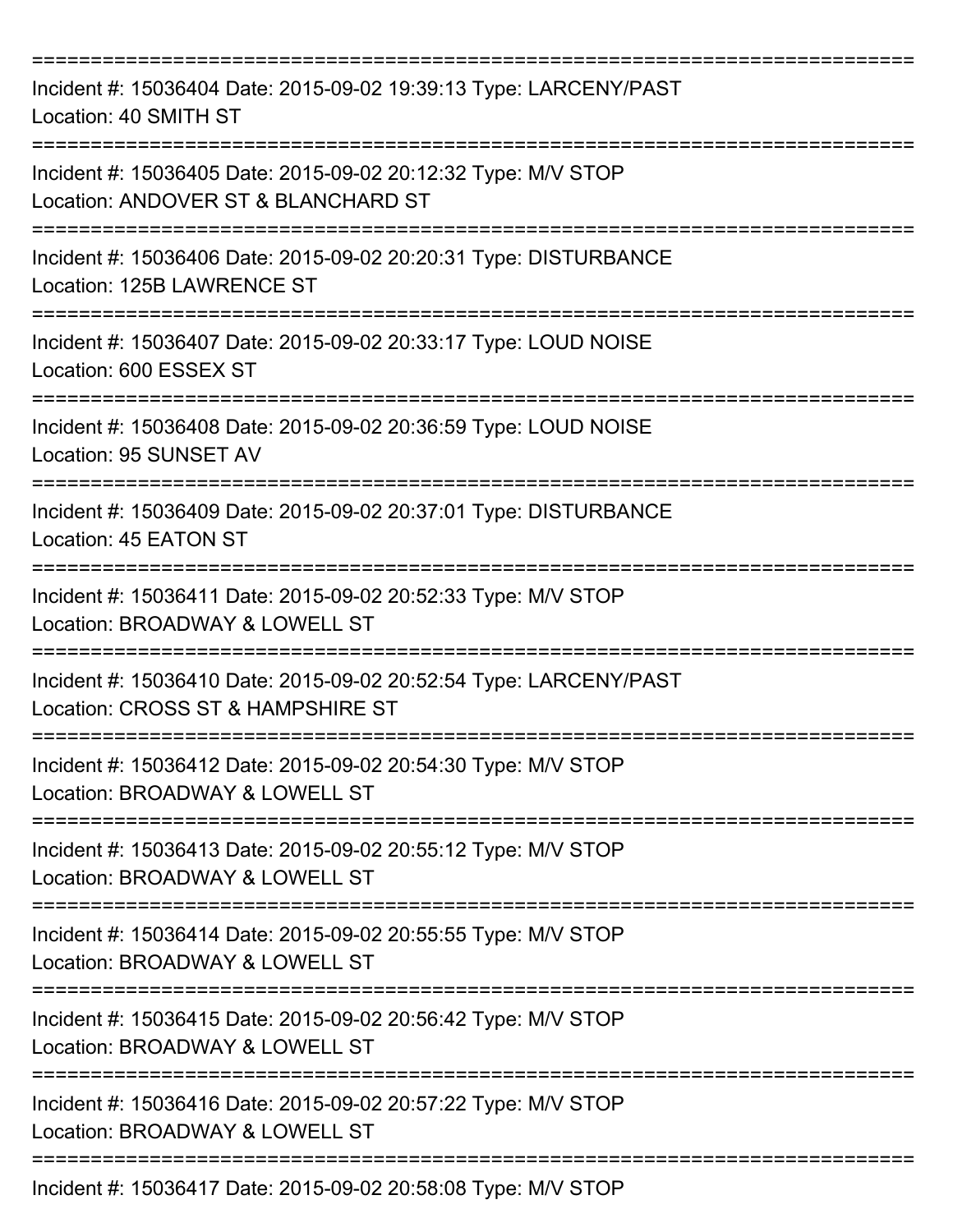===========================================================================

Incident #: 15036404 Date: 2015-09-02 19:39:13 Type: LARCENY/PAST
Location: 40 SMITH ST

===========================================================================

Incident #: 15036405 Date: 2015-09-02 20:12:32 Type: M/V STOP
Location: ANDOVER ST & BLANCHARD ST

===========================================================================

Incident #: 15036406 Date: 2015-09-02 20:20:31 Type: DISTURBANCE
Location: 125B LAWRENCE ST

===========================================================================

Incident #: 15036407 Date: 2015-09-02 20:33:17 Type: LOUD NOISE
Location: 600 ESSEX ST

===========================================================================

Incident #: 15036408 Date: 2015-09-02 20:36:59 Type: LOUD NOISE
Location: 95 SUNSET AV

===========================================================================

Incident #: 15036409 Date: 2015-09-02 20:37:01 Type: DISTURBANCE
Location: 45 EATON ST

===========================================================================

Incident #: 15036411 Date: 2015-09-02 20:52:33 Type: M/V STOP
Location: BROADWAY & LOWELL ST

===========================================================================

Incident #: 15036410 Date: 2015-09-02 20:52:54 Type: LARCENY/PAST
Location: CROSS ST & HAMPSHIRE ST

===========================================================================

Incident #: 15036412 Date: 2015-09-02 20:54:30 Type: M/V STOP
Location: BROADWAY & LOWELL ST

===========================================================================

Incident #: 15036413 Date: 2015-09-02 20:55:12 Type: M/V STOP
Location: BROADWAY & LOWELL ST

===========================================================================

Incident #: 15036414 Date: 2015-09-02 20:55:55 Type: M/V STOP
Location: BROADWAY & LOWELL ST

===========================================================================

Incident #: 15036415 Date: 2015-09-02 20:56:42 Type: M/V STOP
Location: BROADWAY & LOWELL ST

===========================================================================

Incident #: 15036416 Date: 2015-09-02 20:57:22 Type: M/V STOP
Location: BROADWAY & LOWELL ST

===========================================================================

Incident #: 15036417 Date: 2015-09-02 20:58:08 Type: M/V STOP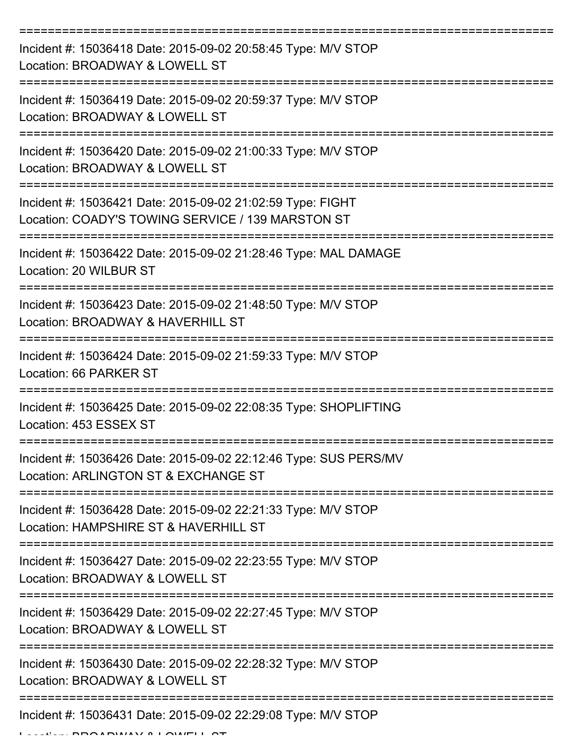===========================================================================

Incident #: 15036418 Date: 2015-09-02 20:58:45 Type: M/V STOP
Location: BROADWAY & LOWELL ST

===========================================================================

Incident #: 15036419 Date: 2015-09-02 20:59:37 Type: M/V STOP
Location: BROADWAY & LOWELL ST

===========================================================================

Incident #: 15036420 Date: 2015-09-02 21:00:33 Type: M/V STOP
Location: BROADWAY & LOWELL ST

===========================================================================

Incident #: 15036421 Date: 2015-09-02 21:02:59 Type: FIGHT
Location: COADY'S TOWING SERVICE / 139 MARSTON ST

===========================================================================

Incident #: 15036422 Date: 2015-09-02 21:28:46 Type: MAL DAMAGE
Location: 20 WILBUR ST

===========================================================================

Incident #: 15036423 Date: 2015-09-02 21:48:50 Type: M/V STOP
Location: BROADWAY & HAVERHILL ST

===========================================================================

Incident #: 15036424 Date: 2015-09-02 21:59:33 Type: M/V STOP
Location: 66 PARKER ST

===========================================================================

Incident #: 15036425 Date: 2015-09-02 22:08:35 Type: SHOPLIFTING
Location: 453 ESSEX ST

===========================================================================

Incident #: 15036426 Date: 2015-09-02 22:12:46 Type: SUS PERS/MV
Location: ARLINGTON ST & EXCHANGE ST

===========================================================================

Incident #: 15036428 Date: 2015-09-02 22:21:33 Type: M/V STOP
Location: HAMPSHIRE ST & HAVERHILL ST

===========================================================================

Incident #: 15036427 Date: 2015-09-02 22:23:55 Type: M/V STOP
Location: BROADWAY & LOWELL ST

===========================================================================

Incident #: 15036429 Date: 2015-09-02 22:27:45 Type: M/V STOP
Location: BROADWAY & LOWELL ST

===========================================================================

Incident #: 15036430 Date: 2015-09-02 22:28:32 Type: M/V STOP
Location: BROADWAY & LOWELL ST

===========================================================================

Incident #: 15036431 Date: 2015-09-02 22:29:08 Type: M/V STOP
Location: BROADWAY & LOWELL ST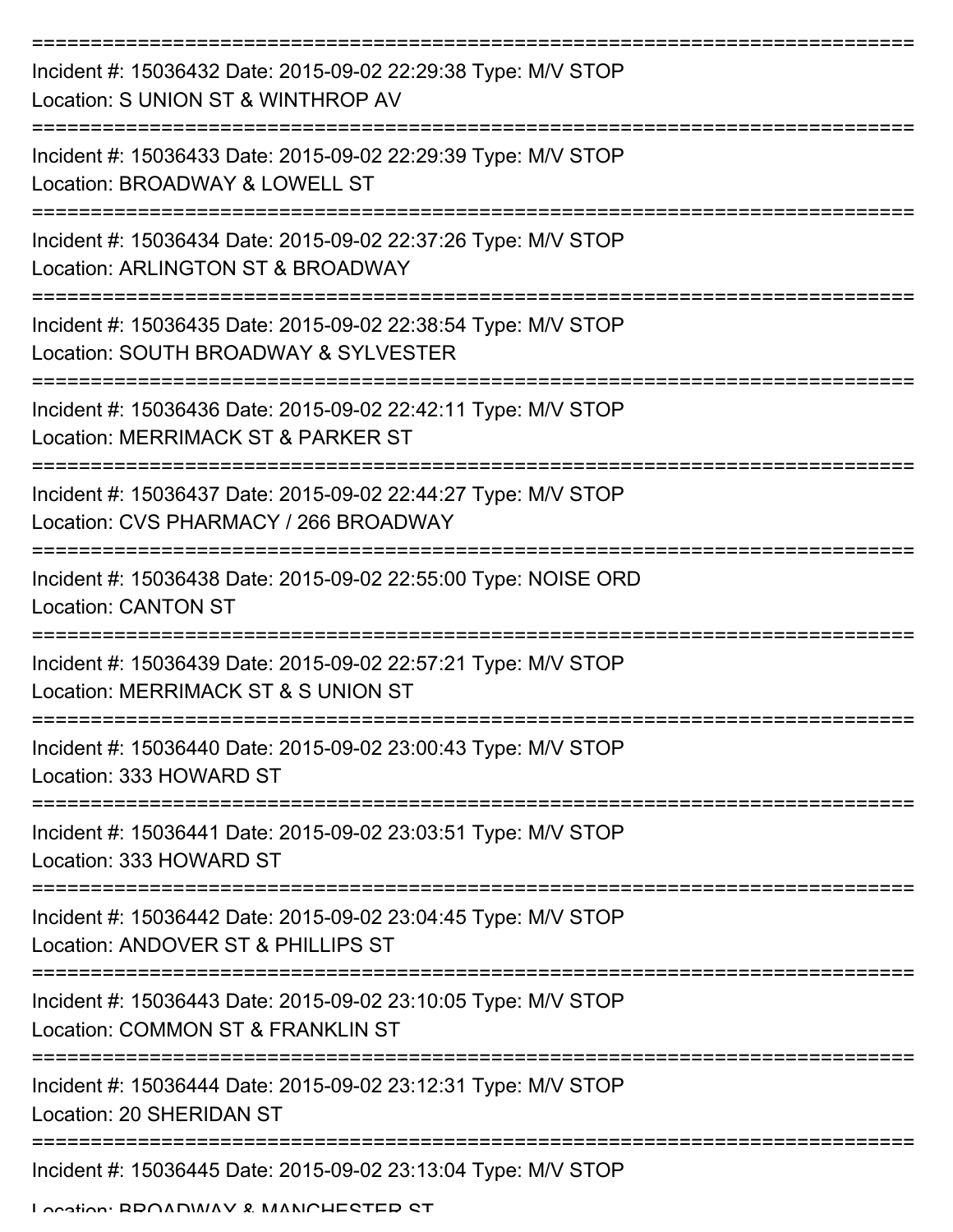===========================================================================

Incident #: 15036432 Date: 2015-09-02 22:29:38 Type: M/V STOP
Location: S UNION ST & WINTHROP AV

===========================================================================

Incident #: 15036433 Date: 2015-09-02 22:29:39 Type: M/V STOP
Location: BROADWAY & LOWELL ST

===========================================================================

Incident #: 15036434 Date: 2015-09-02 22:37:26 Type: M/V STOP
Location: ARLINGTON ST & BROADWAY

===========================================================================

Incident #: 15036435 Date: 2015-09-02 22:38:54 Type: M/V STOP
Location: SOUTH BROADWAY & SYLVESTER

===========================================================================

Incident #: 15036436 Date: 2015-09-02 22:42:11 Type: M/V STOP
Location: MERRIMACK ST & PARKER ST

===========================================================================

Incident #: 15036437 Date: 2015-09-02 22:44:27 Type: M/V STOP
Location: CVS PHARMACY / 266 BROADWAY

===========================================================================

Incident #: 15036438 Date: 2015-09-02 22:55:00 Type: NOISE ORD
Location: CANTON ST

===========================================================================

Incident #: 15036439 Date: 2015-09-02 22:57:21 Type: M/V STOP
Location: MERRIMACK ST & S UNION ST

===========================================================================

Incident #: 15036440 Date: 2015-09-02 23:00:43 Type: M/V STOP
Location: 333 HOWARD ST

===========================================================================

Incident #: 15036441 Date: 2015-09-02 23:03:51 Type: M/V STOP
Location: 333 HOWARD ST

===========================================================================

Incident #: 15036442 Date: 2015-09-02 23:04:45 Type: M/V STOP
Location: ANDOVER ST & PHILLIPS ST

===========================================================================

Incident #: 15036443 Date: 2015-09-02 23:10:05 Type: M/V STOP
Location: COMMON ST & FRANKLIN ST

===========================================================================

Incident #: 15036444 Date: 2015-09-02 23:12:31 Type: M/V STOP
Location: 20 SHERIDAN ST

===========================================================================

Incident #: 15036445 Date: 2015-09-02 23:13:04 Type: M/V STOP
Location: BROADWAY & MANCHESTER ST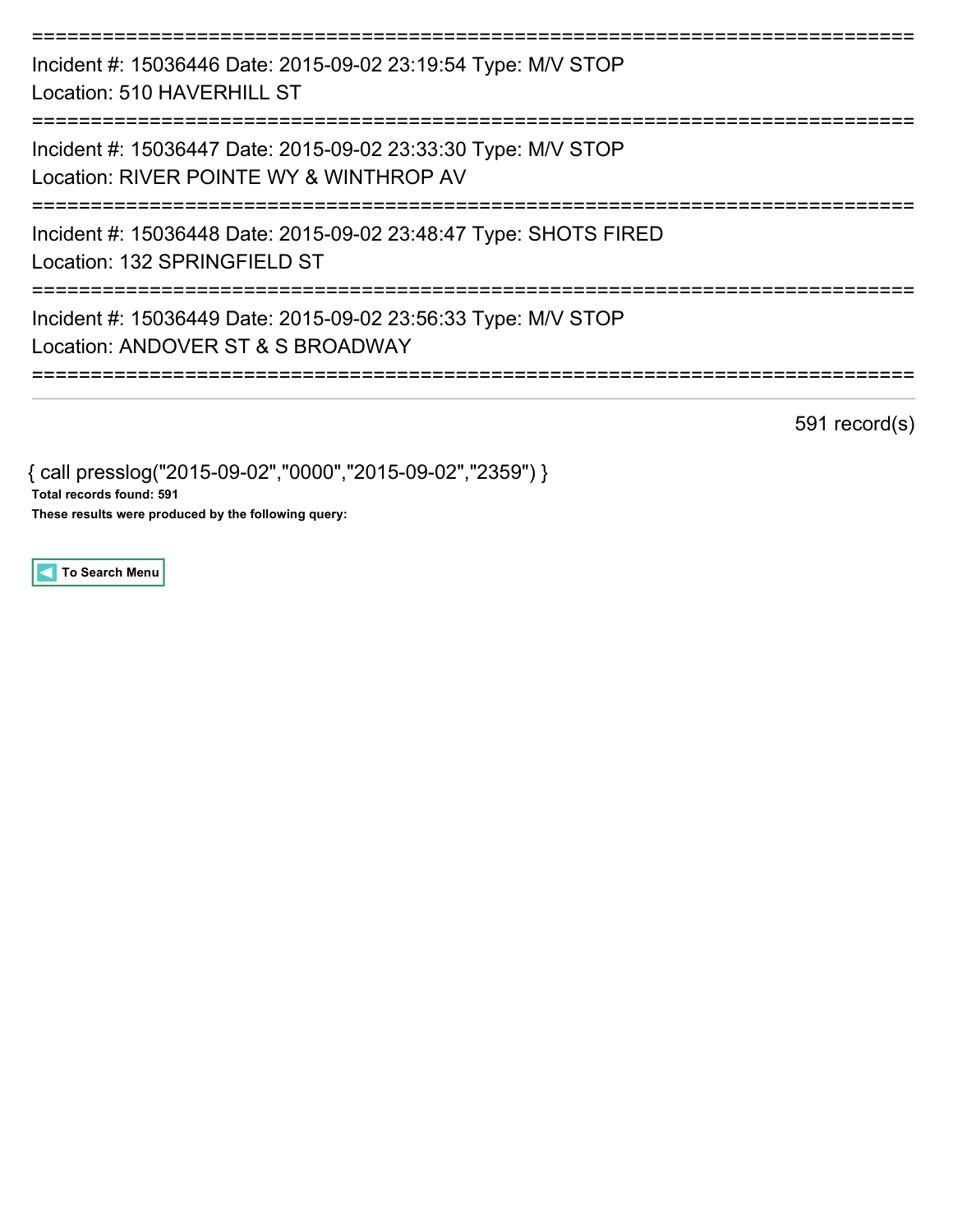===========================================================================

Incident #: 15036446 Date: 2015-09-02 23:19:54 Type: M/V STOP
Location: 510 HAVERHILL ST

===========================================================================

Incident #: 15036447 Date: 2015-09-02 23:33:30 Type: M/V STOP
Location: RIVER POINTE WY & WINTHROP AV

===========================================================================

Incident #: 15036448 Date: 2015-09-02 23:48:47 Type: SHOTS FIRED
Location: 132 SPRINGFIELD ST

===========================================================================

Incident #: 15036449 Date: 2015-09-02 23:56:33 Type: M/V STOP
Location: ANDOVER ST & S BROADWAY

===========================================================================

591 record(s)

{ call presslog("2015-09-02","0000","2015-09-02","2359") }

**Total records found: 591**

**These results were produced by the following query:**

**To Search Menu**